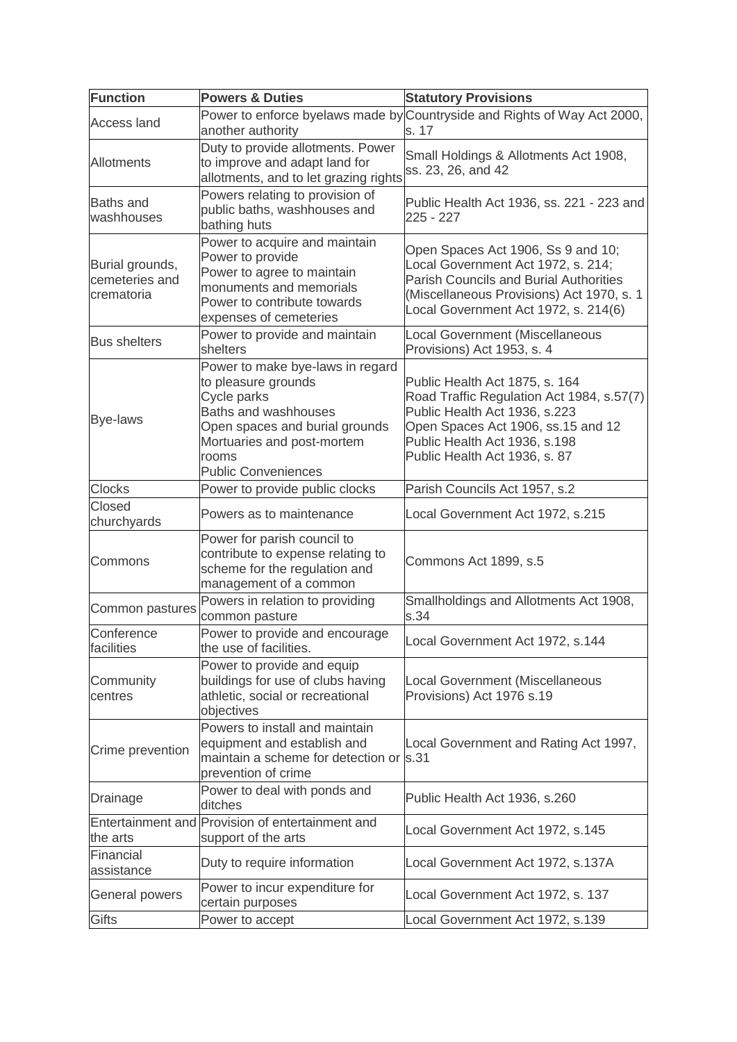| Function | Powers & Duties | Statutory Provisions |
|---|---|---|
| Access land | Power to enforce byelaws made by another authority | Countryside and Rights of Way Act 2000, s. 17 |
| Allotments | Duty to provide allotments. Power to improve and adapt land for allotments, and to let grazing rights | Small Holdings & Allotments Act 1908, ss. 23, 26, and 42 |
| Baths and washhouses | Powers relating to provision of public baths, washhouses and bathing huts | Public Health Act 1936, ss. 221 - 223 and 225 - 227 |
| Burial grounds, cemeteries and crematoria | Power to acquire and maintain<br>Power to provide<br>Power to agree to maintain monuments and memorials<br>Power to contribute towards expenses of cemeteries | Open Spaces Act 1906, Ss 9 and 10;<br>Local Government Act 1972, s. 214;<br>Parish Councils and Burial Authorities (Miscellaneous Provisions) Act 1970, s. 1<br>Local Government Act 1972, s. 214(6) |
| Bus shelters | Power to provide and maintain shelters | Local Government (Miscellaneous Provisions) Act 1953, s. 4 |
| Bye-laws | Power to make bye-laws in regard to pleasure grounds<br>Cycle parks<br>Baths and washhouses<br>Open spaces and burial grounds<br>Mortuaries and post-mortem rooms<br>Public Conveniences | Public Health Act 1875, s. 164<br>Road Traffic Regulation Act 1984, s.57(7)<br>Public Health Act 1936, s.223<br>Open Spaces Act 1906, ss.15 and 12<br>Public Health Act 1936, s.198<br>Public Health Act 1936, s. 87 |
| Clocks | Power to provide public clocks | Parish Councils Act 1957, s.2 |
| Closed churchyards | Powers as to maintenance | Local Government Act 1972, s.215 |
| Commons | Power for parish council to contribute to expense relating to scheme for the regulation and management of a common | Commons Act 1899, s.5 |
| Common pastures | Powers in relation to providing common pasture | Smallholdings and Allotments Act 1908, s.34 |
| Conference facilities | Power to provide and encourage the use of facilities. | Local Government Act 1972, s.144 |
| Community centres | Power to provide and equip buildings for use of clubs having athletic, social or recreational objectives | Local Government (Miscellaneous Provisions) Act 1976 s.19 |
| Crime prevention | Powers to install and maintain equipment and establish and maintain a scheme for detection or prevention of crime | Local Government and Rating Act 1997, s.31 |
| Drainage | Power to deal with ponds and ditches | Public Health Act 1936, s.260 |
| Entertainment and the arts | Provision of entertainment and support of the arts | Local Government Act 1972, s.145 |
| Financial assistance | Duty to require information | Local Government Act 1972, s.137A |
| General powers | Power to incur expenditure for certain purposes | Local Government Act 1972, s. 137 |
| Gifts | Power to accept | Local Government Act 1972, s.139 |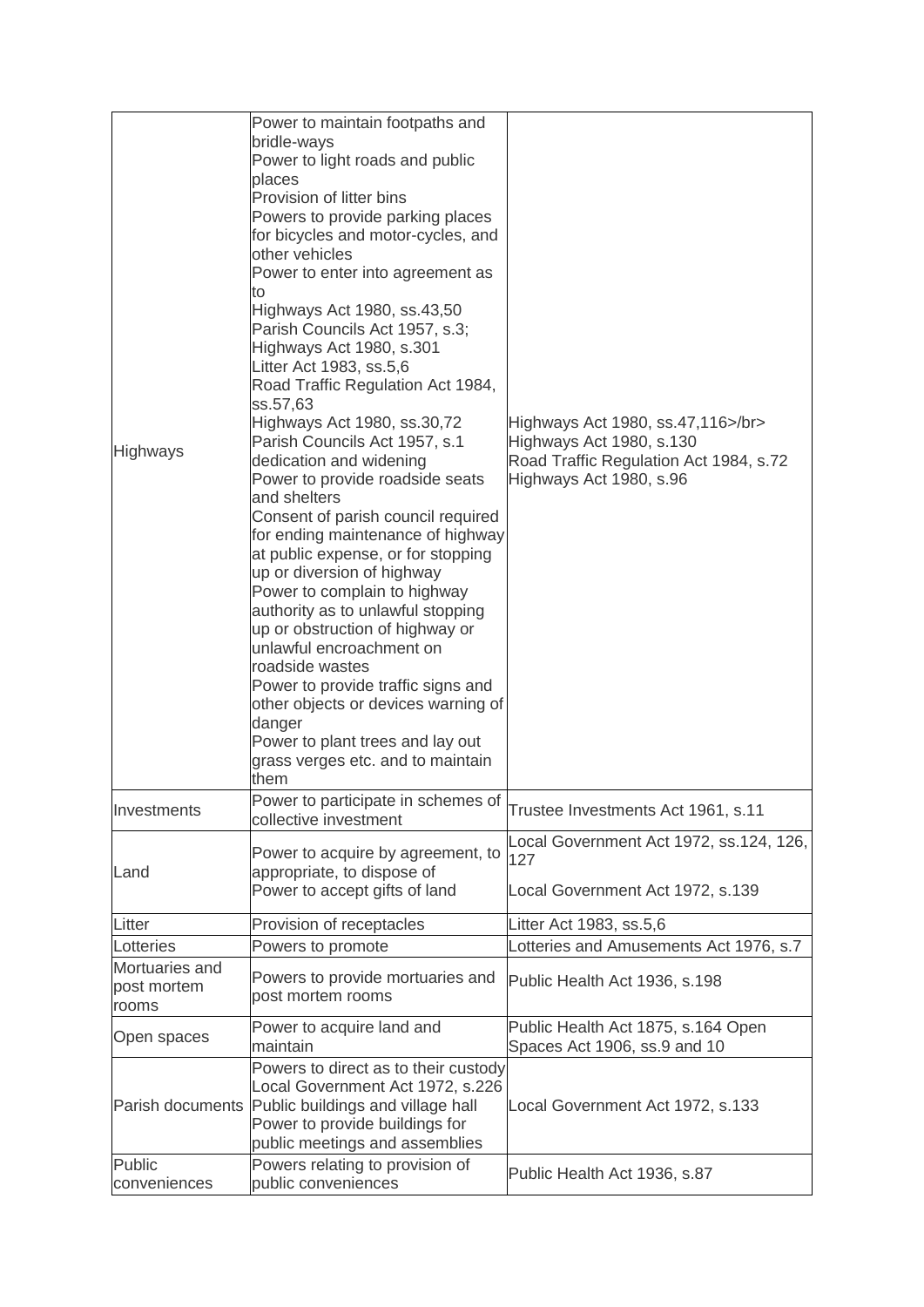| | | |
|---|---|---|
| Highways | Power to maintain footpaths and bridle-ways<br>Power to light roads and public places<br>Provision of litter bins<br>Powers to provide parking places for bicycles and motor-cycles, and other vehicles<br>Power to enter into agreement as to<br>Highways Act 1980, ss.43,50<br>Parish Councils Act 1957, s.3;<br>Highways Act 1980, s.301<br>Litter Act 1983, ss.5,6<br>Road Traffic Regulation Act 1984, ss.57,63<br>Highways Act 1980, ss.30,72<br>Parish Councils Act 1957, s.1<br>dedication and widening<br>Power to provide roadside seats and shelters<br>Consent of parish council required for ending maintenance of highway at public expense, or for stopping up or diversion of highway<br>Power to complain to highway authority as to unlawful stopping up or obstruction of highway or unlawful encroachment on roadside wastes<br>Power to provide traffic signs and other objects or devices warning of danger<br>Power to plant trees and lay out grass verges etc. and to maintain them | Highways Act 1980, ss.47,116>/br><br>Highways Act 1980, s.130<br>Road Traffic Regulation Act 1984, s.72<br>Highways Act 1980, s.96 |
| Investments | Power to participate in schemes of collective investment | Trustee Investments Act 1961, s.11 |
| Land | Power to acquire by agreement, to appropriate, to dispose of<br>Power to accept gifts of land | Local Government Act 1972, ss.124, 126, 127<br>Local Government Act 1972, s.139 |
| Litter | Provision of receptacles | Litter Act 1983, ss.5,6 |
| Lotteries | Powers to promote | Lotteries and Amusements Act 1976, s.7 |
| Mortuaries and post mortem rooms | Powers to provide mortuaries and post mortem rooms | Public Health Act 1936, s.198 |
| Open spaces | Power to acquire land and maintain | Public Health Act 1875, s.164 Open Spaces Act 1906, ss.9 and 10 |
| Parish documents | Powers to direct as to their custody<br>Local Government Act 1972, s.226<br>Public buildings and village hall<br>Power to provide buildings for public meetings and assemblies | Local Government Act 1972, s.133 |
| Public conveniences | Powers relating to provision of public conveniences | Public Health Act 1936, s.87 |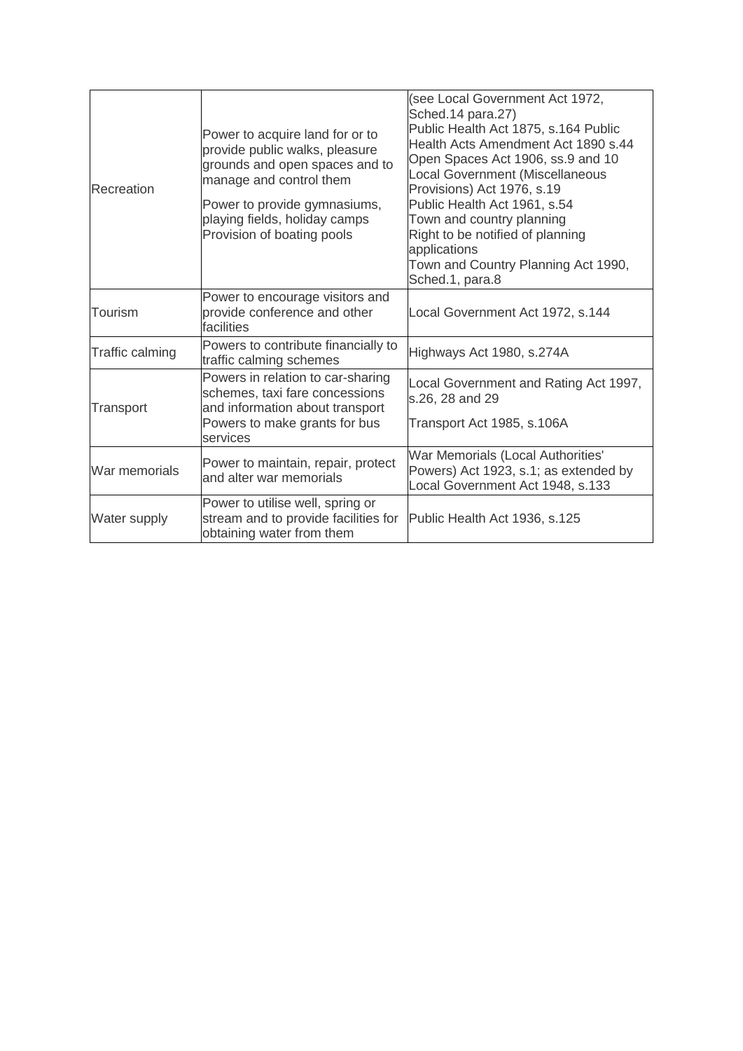| | | |
|---|---|---|
| Recreation | Power to acquire land for or to provide public walks, pleasure grounds and open spaces and to manage and control them<br><br>Power to provide gymnasiums, playing fields, holiday camps Provision of boating pools | (see Local Government Act 1972, Sched.14 para.27)<br>Public Health Act 1875, s.164 Public Health Acts Amendment Act 1890 s.44<br>Open Spaces Act 1906, ss.9 and 10<br>Local Government (Miscellaneous Provisions) Act 1976, s.19<br>Public Health Act 1961, s.54<br>Town and country planning<br>Right to be notified of planning applications<br>Town and Country Planning Act 1990, Sched.1, para.8 |
| Tourism | Power to encourage visitors and provide conference and other facilities | Local Government Act 1972, s.144 |
| Traffic calming | Powers to contribute financially to traffic calming schemes | Highways Act 1980, s.274A |
| Transport | Powers in relation to car-sharing schemes, taxi fare concessions and information about transport Powers to make grants for bus services | Local Government and Rating Act 1997, s.26, 28 and 29<br><br>Transport Act 1985, s.106A |
| War memorials | Power to maintain, repair, protect and alter war memorials | War Memorials (Local Authorities' Powers) Act 1923, s.1; as extended by Local Government Act 1948, s.133 |
| Water supply | Power to utilise well, spring or stream and to provide facilities for obtaining water from them | Public Health Act 1936, s.125 |